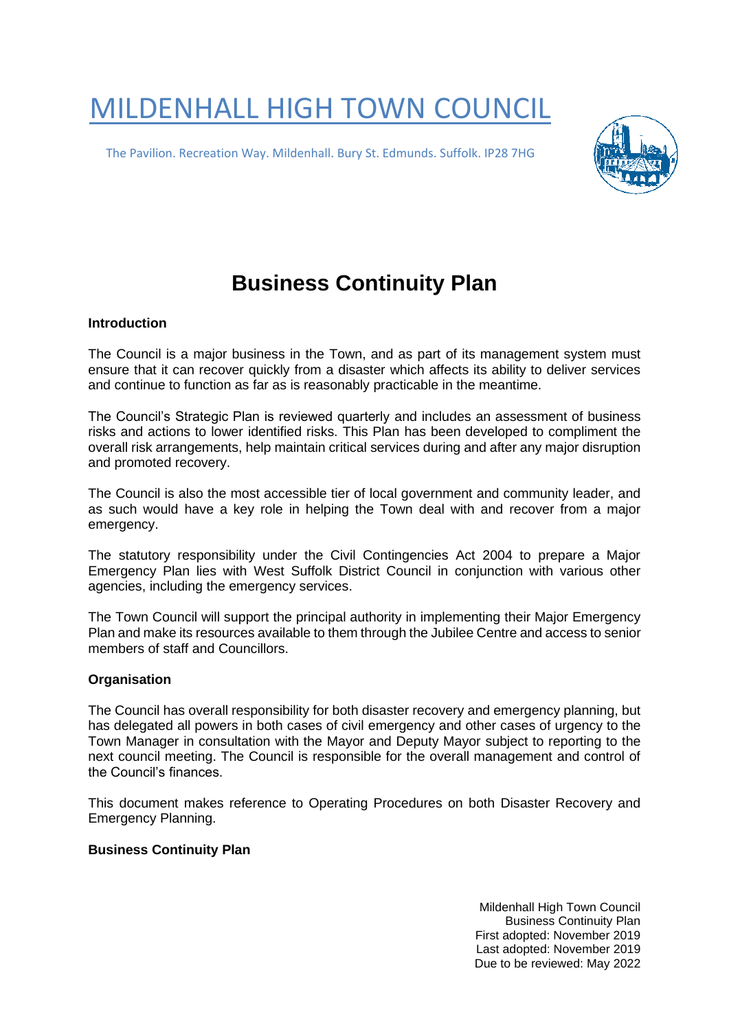# MILDENHALL HIGH TOWN COUNCIL

The Pavilion. Recreation Way. Mildenhall. Bury St. Edmunds. Suffolk. IP28 7HG

# Business Continuity Plan

**Introduction**

The Council is a major business in the Town, and as part of its management system must ensure that it can recover quickly from a disaster which affects its ability to deliver services and continue to function as far as is reasonably practicable in the meantime.

The Council's Strategic Plan is reviewed quarterly and includes an assessment of business risks and actions to lower identified risks. This Plan has been developed to compliment the overall risk arrangements, help maintain critical services during and after any major disruption and promoted recovery.

The Council is also the most accessible tier of local government and community leader, and as such would have a key role in helping the Town deal with and recover from a major emergency.

The statutory responsibility under the Civil Contingencies Act 2004 to prepare a Major Emergency Plan lies with West Suffolk District Council in conjunction with various other agencies, including the emergency services.

The Town Council will support the principal authority in implementing their Major Emergency Plan and make its resources available to them through the Jubilee Centre and access to senior members of staff and Councillors.

**Organisation**

The Council has overall responsibility for both disaster recovery and emergency planning, but has delegated all powers in both cases of civil emergency and other cases of urgency to the Town Manager in consultation with the Mayor and Deputy Mayor subject to reporting to the next council meeting. The Council is responsible for the overall management and control of the Council's finances.

This document makes reference to Operating Procedures on both Disaster Recovery and Emergency Planning.

**Business Continuity Plan**

Mildenhall High Town Council
Business Continuity Plan
First adopted: November 2019
Last adopted: November 2019
Due to be reviewed: May 2022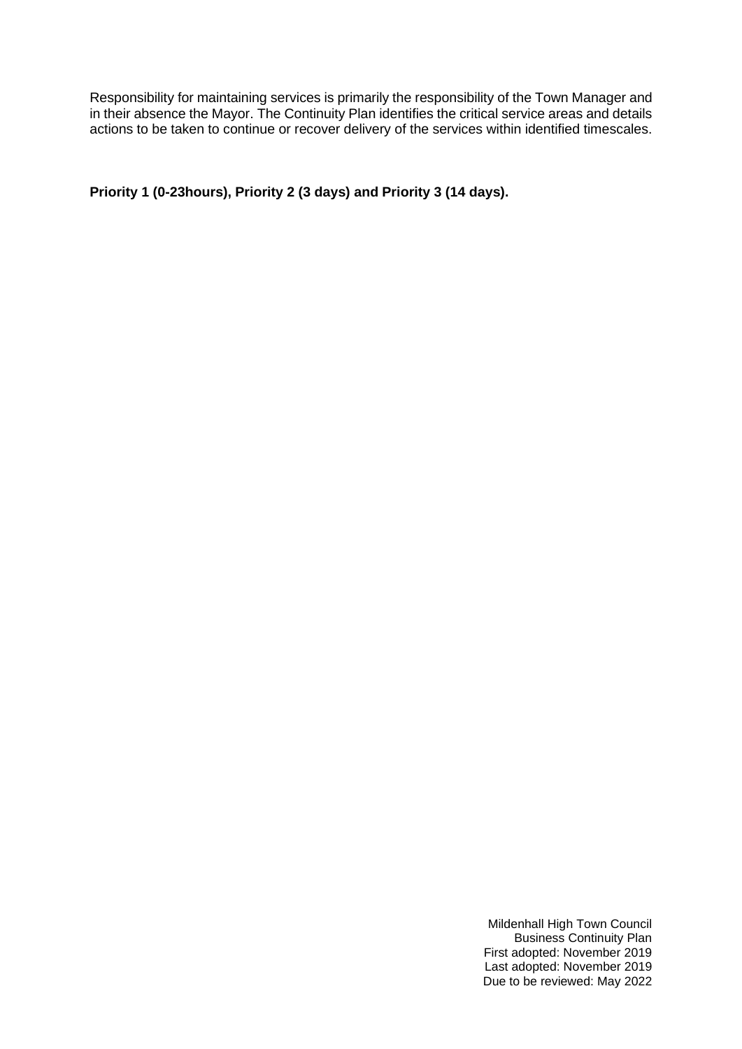Responsibility for maintaining services is primarily the responsibility of the Town Manager and in their absence the Mayor. The Continuity Plan identifies the critical service areas and details actions to be taken to continue or recover delivery of the services within identified timescales.

**Priority 1 (0-23hours), Priority 2 (3 days) and Priority 3 (14 days).**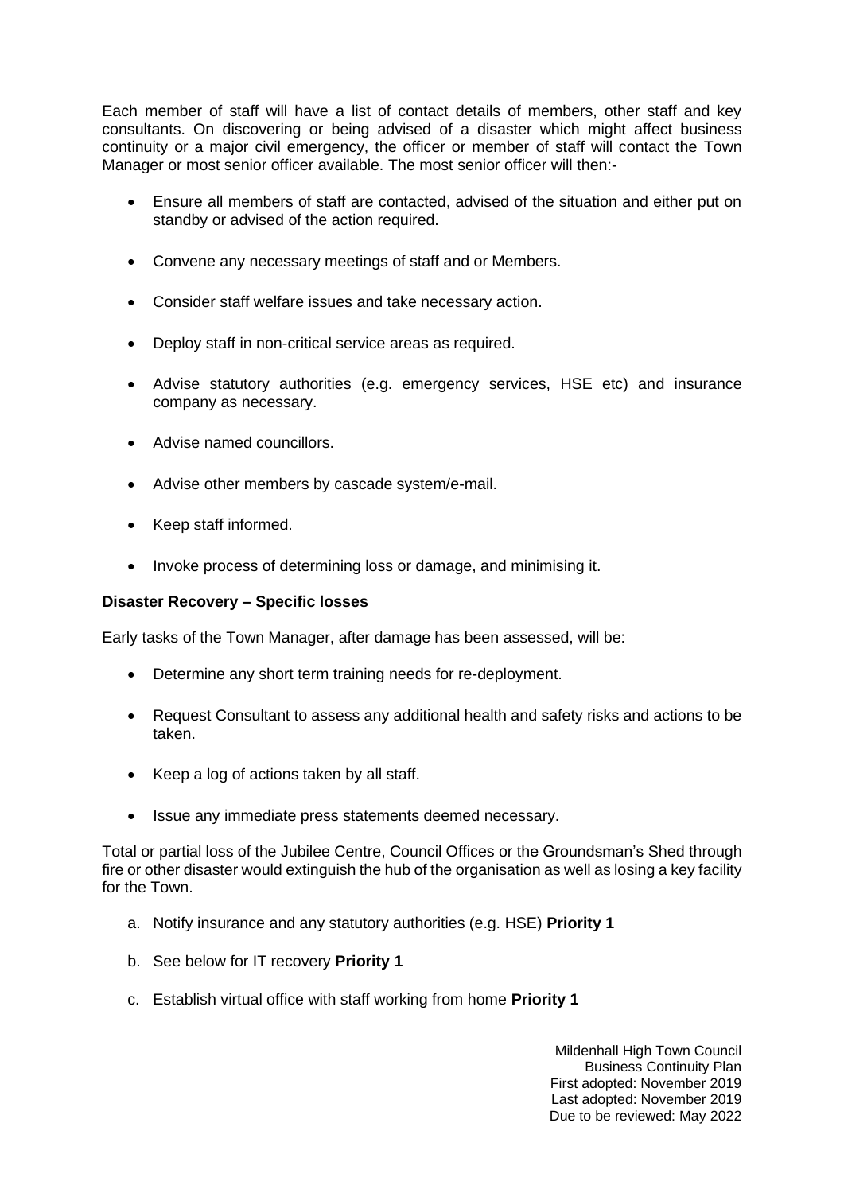Each member of staff will have a list of contact details of members, other staff and key consultants. On discovering or being advised of a disaster which might affect business continuity or a major civil emergency, the officer or member of staff will contact the Town Manager or most senior officer available. The most senior officer will then:-

- Ensure all members of staff are contacted, advised of the situation and either put on standby or advised of the action required.
- Convene any necessary meetings of staff and or Members.
- Consider staff welfare issues and take necessary action.
- Deploy staff in non-critical service areas as required.
- Advise statutory authorities (e.g. emergency services, HSE etc) and insurance company as necessary.
- Advise named councillors.
- Advise other members by cascade system/e-mail.
- Keep staff informed.
- Invoke process of determining loss or damage, and minimising it.

**Disaster Recovery – Specific losses**

Early tasks of the Town Manager, after damage has been assessed, will be:

- Determine any short term training needs for re-deployment.
- Request Consultant to assess any additional health and safety risks and actions to be taken.
- Keep a log of actions taken by all staff.
- Issue any immediate press statements deemed necessary.

Total or partial loss of the Jubilee Centre, Council Offices or the Groundsman's Shed through fire or other disaster would extinguish the hub of the organisation as well as losing a key facility for the Town.

a. Notify insurance and any statutory authorities (e.g. HSE) **Priority 1**
b. See below for IT recovery **Priority 1**
c. Establish virtual office with staff working from home **Priority 1**

Mildenhall High Town Council
Business Continuity Plan
First adopted: November 2019
Last adopted: November 2019
Due to be reviewed: May 2022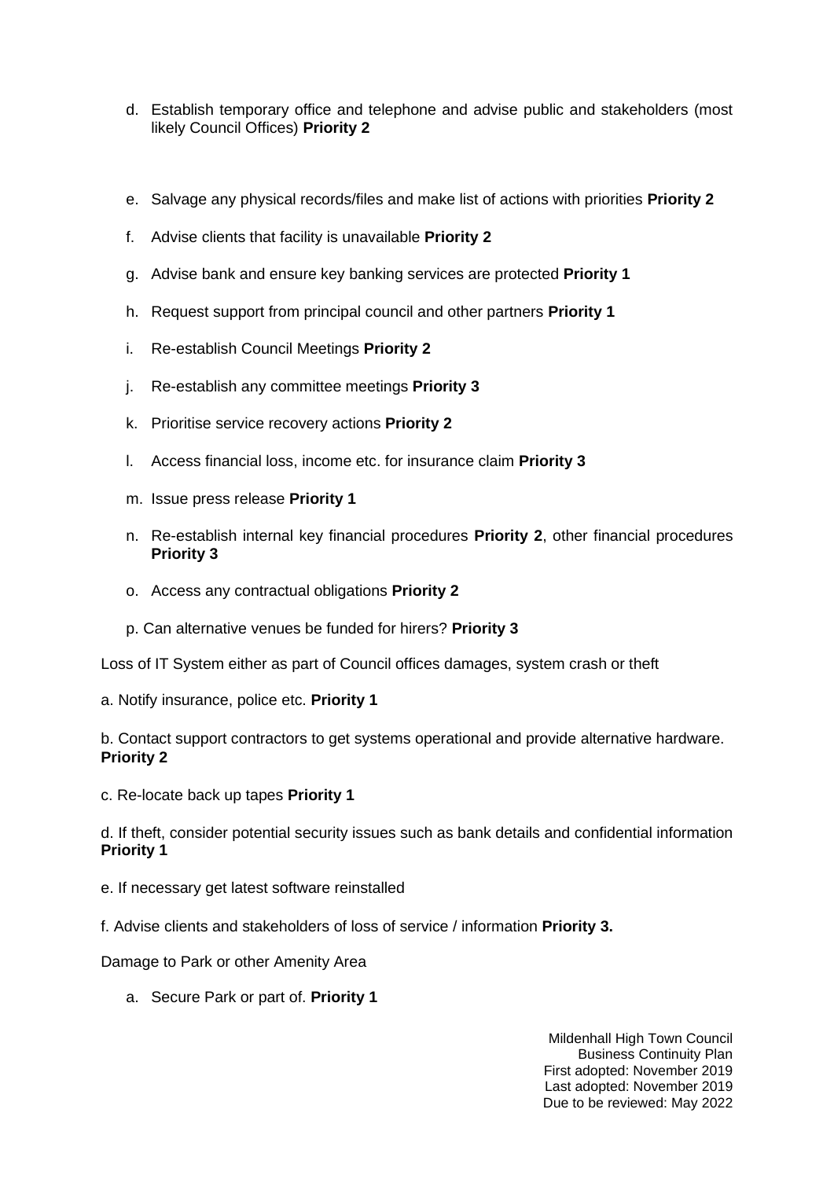d. Establish temporary office and telephone and advise public and stakeholders (most likely Council Offices) **Priority 2**

e. Salvage any physical records/files and make list of actions with priorities **Priority 2**

f. Advise clients that facility is unavailable **Priority 2**

g. Advise bank and ensure key banking services are protected **Priority 1**

h. Request support from principal council and other partners **Priority 1**

i. Re-establish Council Meetings **Priority 2**

j. Re-establish any committee meetings **Priority 3**

k. Prioritise service recovery actions **Priority 2**

l. Access financial loss, income etc. for insurance claim **Priority 3**

m. Issue press release **Priority 1**

n. Re-establish internal key financial procedures **Priority 2**, other financial procedures **Priority 3**

o. Access any contractual obligations **Priority 2**

p. Can alternative venues be funded for hirers? **Priority 3**

Loss of IT System either as part of Council offices damages, system crash or theft

a. Notify insurance, police etc. **Priority 1**

b. Contact support contractors to get systems operational and provide alternative hardware. **Priority 2**

c. Re-locate back up tapes **Priority 1**

d. If theft, consider potential security issues such as bank details and confidential information **Priority 1**

e. If necessary get latest software reinstalled

f. Advise clients and stakeholders of loss of service / information **Priority 3.**

Damage to Park or other Amenity Area

a. Secure Park or part of. **Priority 1**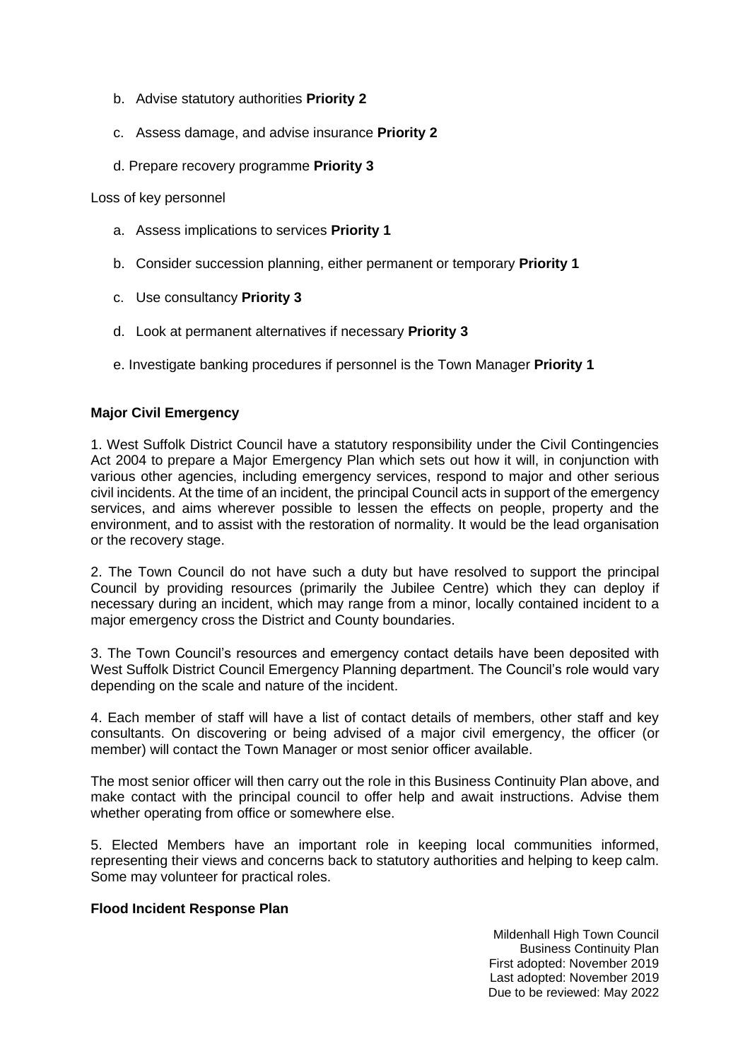b. Advise statutory authorities **Priority 2**

c. Assess damage, and advise insurance **Priority 2**

d. Prepare recovery programme **Priority 3**

Loss of key personnel

a. Assess implications to services **Priority 1**

b. Consider succession planning, either permanent or temporary **Priority 1**

c. Use consultancy **Priority 3**

d. Look at permanent alternatives if necessary **Priority 3**

e. Investigate banking procedures if personnel is the Town Manager **Priority 1**

**Major Civil Emergency**

1. West Suffolk District Council have a statutory responsibility under the Civil Contingencies Act 2004 to prepare a Major Emergency Plan which sets out how it will, in conjunction with various other agencies, including emergency services, respond to major and other serious civil incidents. At the time of an incident, the principal Council acts in support of the emergency services, and aims wherever possible to lessen the effects on people, property and the environment, and to assist with the restoration of normality. It would be the lead organisation or the recovery stage.

2. The Town Council do not have such a duty but have resolved to support the principal Council by providing resources (primarily the Jubilee Centre) which they can deploy if necessary during an incident, which may range from a minor, locally contained incident to a major emergency cross the District and County boundaries.

3. The Town Council's resources and emergency contact details have been deposited with West Suffolk District Council Emergency Planning department. The Council's role would vary depending on the scale and nature of the incident.

4. Each member of staff will have a list of contact details of members, other staff and key consultants. On discovering or being advised of a major civil emergency, the officer (or member) will contact the Town Manager or most senior officer available.

The most senior officer will then carry out the role in this Business Continuity Plan above, and make contact with the principal council to offer help and await instructions. Advise them whether operating from office or somewhere else.

5. Elected Members have an important role in keeping local communities informed, representing their views and concerns back to statutory authorities and helping to keep calm. Some may volunteer for practical roles.

**Flood Incident Response Plan**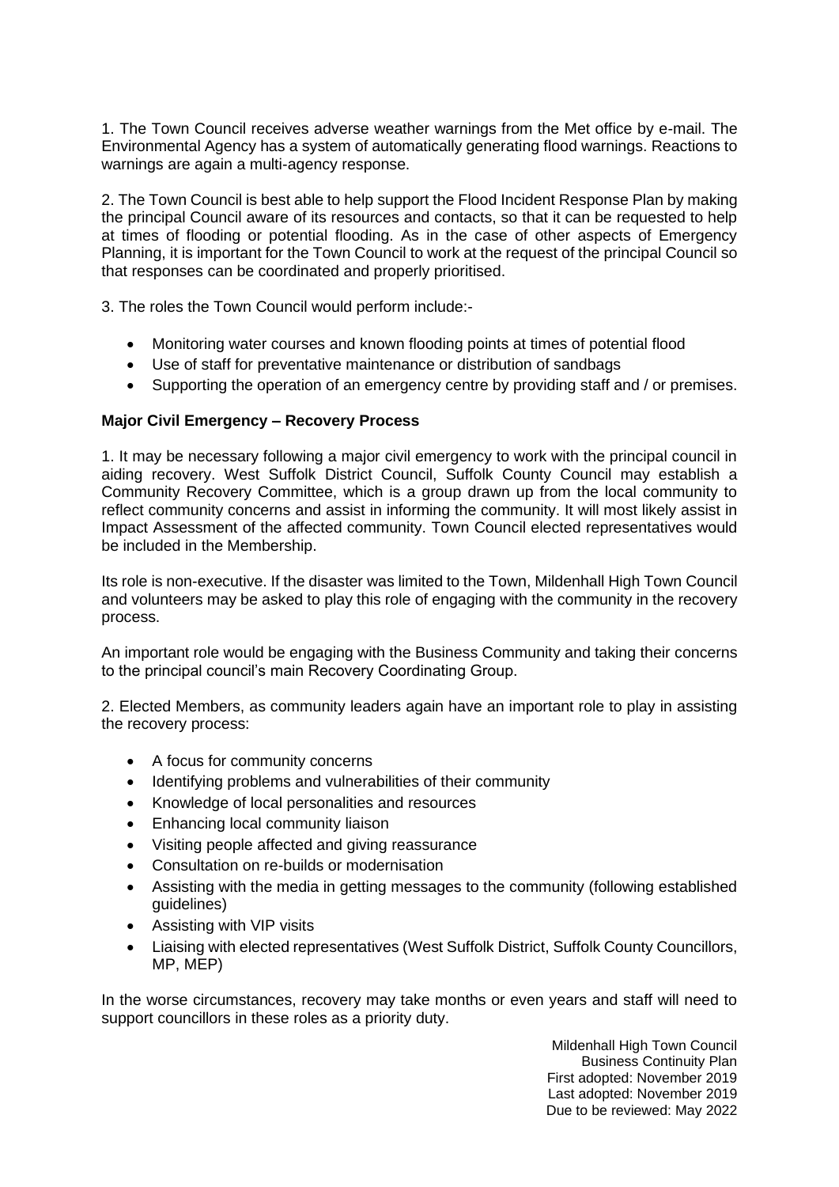1. The Town Council receives adverse weather warnings from the Met office by e-mail. The Environmental Agency has a system of automatically generating flood warnings. Reactions to warnings are again a multi-agency response.

2. The Town Council is best able to help support the Flood Incident Response Plan by making the principal Council aware of its resources and contacts, so that it can be requested to help at times of flooding or potential flooding. As in the case of other aspects of Emergency Planning, it is important for the Town Council to work at the request of the principal Council so that responses can be coordinated and properly prioritised.

3. The roles the Town Council would perform include:-

- Monitoring water courses and known flooding points at times of potential flood
- Use of staff for preventative maintenance or distribution of sandbags
- Supporting the operation of an emergency centre by providing staff and / or premises.

**Major Civil Emergency – Recovery Process**

1. It may be necessary following a major civil emergency to work with the principal council in aiding recovery. West Suffolk District Council, Suffolk County Council may establish a Community Recovery Committee, which is a group drawn up from the local community to reflect community concerns and assist in informing the community. It will most likely assist in Impact Assessment of the affected community. Town Council elected representatives would be included in the Membership.

Its role is non-executive. If the disaster was limited to the Town, Mildenhall High Town Council and volunteers may be asked to play this role of engaging with the community in the recovery process.

An important role would be engaging with the Business Community and taking their concerns to the principal council's main Recovery Coordinating Group.

2. Elected Members, as community leaders again have an important role to play in assisting the recovery process:

- A focus for community concerns
- Identifying problems and vulnerabilities of their community
- Knowledge of local personalities and resources
- Enhancing local community liaison
- Visiting people affected and giving reassurance
- Consultation on re-builds or modernisation
- Assisting with the media in getting messages to the community (following established guidelines)
- Assisting with VIP visits
- Liaising with elected representatives (West Suffolk District, Suffolk County Councillors, MP, MEP)

In the worse circumstances, recovery may take months or even years and staff will need to support councillors in these roles as a priority duty.

Mildenhall High Town Council
Business Continuity Plan
First adopted: November 2019
Last adopted: November 2019
Due to be reviewed: May 2022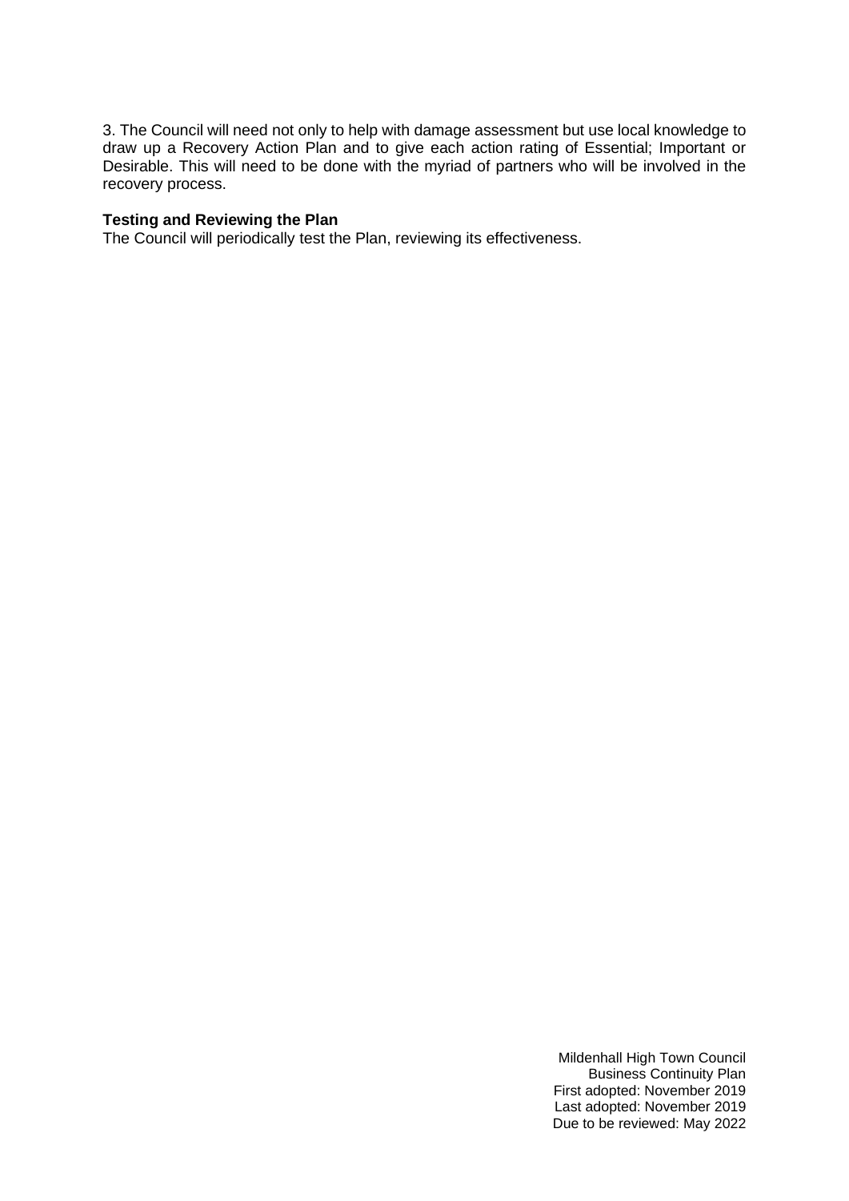3. The Council will need not only to help with damage assessment but use local knowledge to draw up a Recovery Action Plan and to give each action rating of Essential; Important or Desirable. This will need to be done with the myriad of partners who will be involved in the recovery process.

**Testing and Reviewing the Plan**

The Council will periodically test the Plan, reviewing its effectiveness.